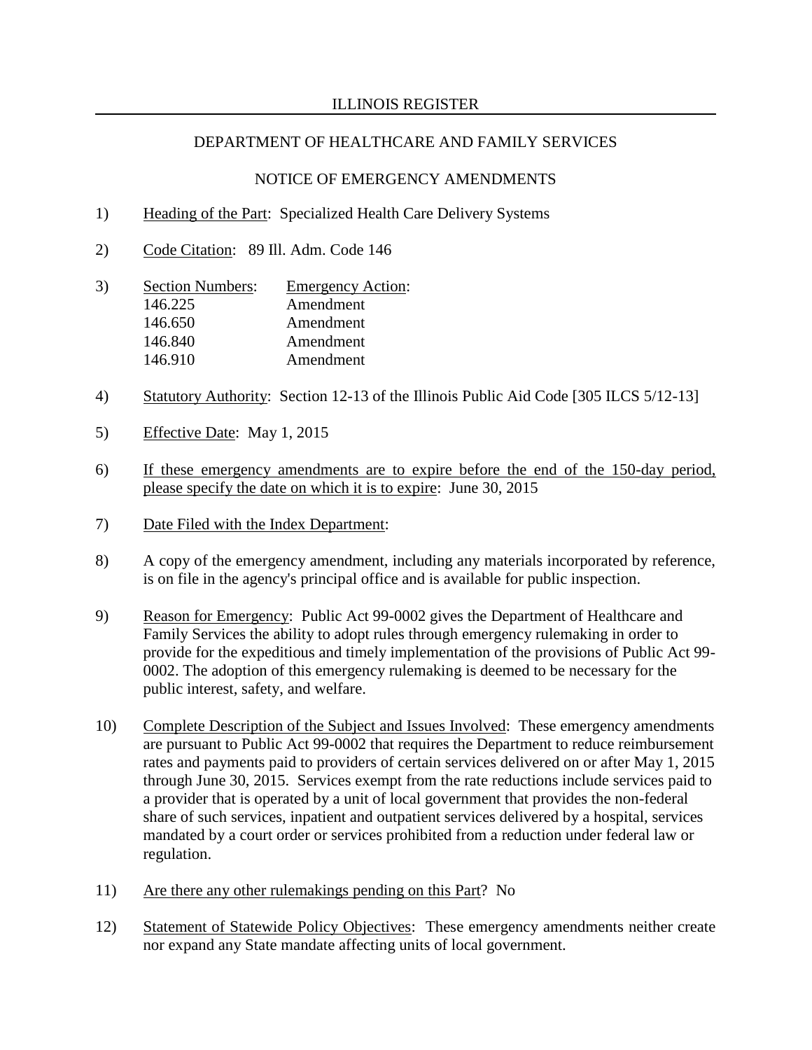ILLINOIS REGISTER

DEPARTMENT OF HEALTHCARE AND FAMILY SERVICES

NOTICE OF EMERGENCY AMENDMENTS

1) Heading of the Part: Specialized Health Care Delivery Systems

2) Code Citation: 89 Ill. Adm. Code 146

3)

| Section Numbers: | Emergency Action: |
|---|---|
| 146.225 | Amendment |
| 146.650 | Amendment |
| 146.840 | Amendment |
| 146.910 | Amendment |

4) Statutory Authority: Section 12-13 of the Illinois Public Aid Code [305 ILCS 5/12-13]

5) Effective Date: May 1, 2015

6) If these emergency amendments are to expire before the end of the 150-day period, please specify the date on which it is to expire: June 30, 2015

7) Date Filed with the Index Department:

8) A copy of the emergency amendment, including any materials incorporated by reference, is on file in the agency's principal office and is available for public inspection.

9) Reason for Emergency: Public Act 99-0002 gives the Department of Healthcare and Family Services the ability to adopt rules through emergency rulemaking in order to provide for the expeditious and timely implementation of the provisions of Public Act 99-0002. The adoption of this emergency rulemaking is deemed to be necessary for the public interest, safety, and welfare.

10) Complete Description of the Subject and Issues Involved: These emergency amendments are pursuant to Public Act 99-0002 that requires the Department to reduce reimbursement rates and payments paid to providers of certain services delivered on or after May 1, 2015 through June 30, 2015. Services exempt from the rate reductions include services paid to a provider that is operated by a unit of local government that provides the non-federal share of such services, inpatient and outpatient services delivered by a hospital, services mandated by a court order or services prohibited from a reduction under federal law or regulation.

11) Are there any other rulemakings pending on this Part? No

12) Statement of Statewide Policy Objectives: These emergency amendments neither create nor expand any State mandate affecting units of local government.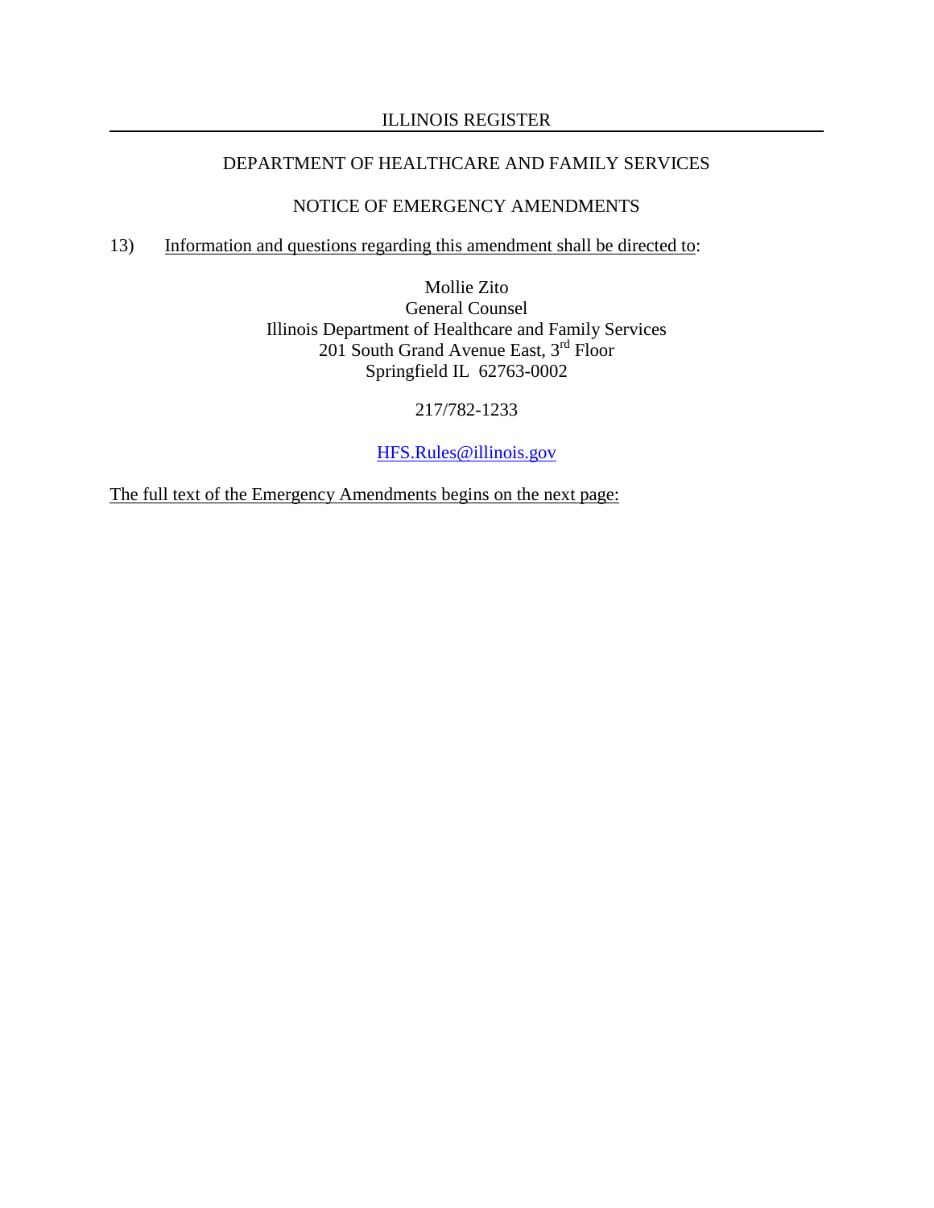DEPARTMENT OF HEALTHCARE AND FAMILY SERVICES

NOTICE OF EMERGENCY AMENDMENTS

13) Information and questions regarding this amendment shall be directed to:

Mollie Zito
General Counsel
Illinois Department of Healthcare and Family Services
201 South Grand Avenue East, 3rd Floor
Springfield IL 62763-0002

217/782-1233

HFS.Rules@illinois.gov

The full text of the Emergency Amendments begins on the next page: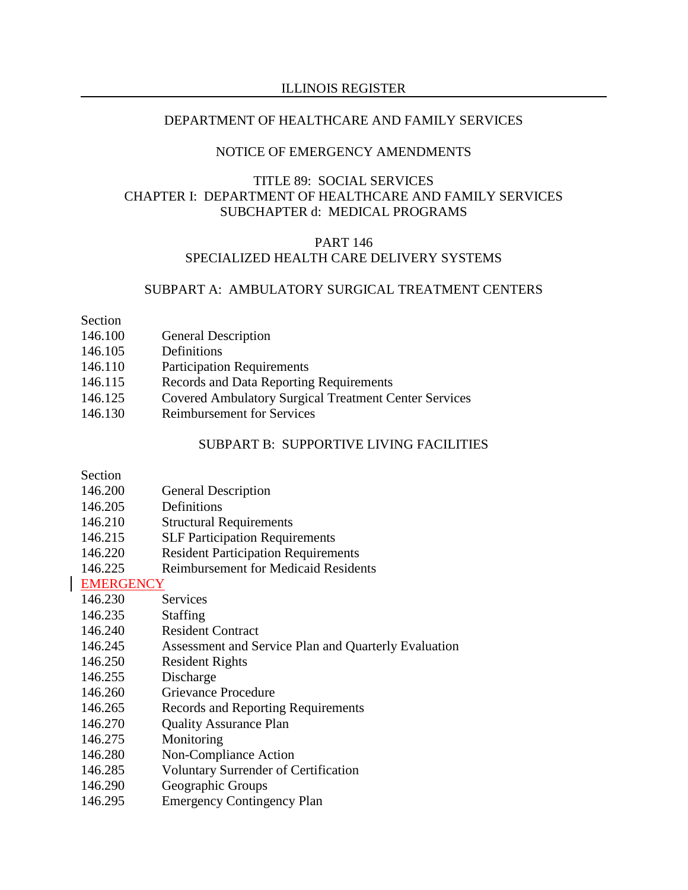DEPARTMENT OF HEALTHCARE AND FAMILY SERVICES

NOTICE OF EMERGENCY AMENDMENTS

TITLE 89: SOCIAL SERVICES
CHAPTER I: DEPARTMENT OF HEALTHCARE AND FAMILY SERVICES
SUBCHAPTER d: MEDICAL PROGRAMS

PART 146
SPECIALIZED HEALTH CARE DELIVERY SYSTEMS

SUBPART A: AMBULATORY SURGICAL TREATMENT CENTERS

| Section | |
|---|---|
| 146.100 | General Description |
| 146.105 | Definitions |
| 146.110 | Participation Requirements |
| 146.115 | Records and Data Reporting Requirements |
| 146.125 | Covered Ambulatory Surgical Treatment Center Services |
| 146.130 | Reimbursement for Services |

SUBPART B: SUPPORTIVE LIVING FACILITIES

| Section | |
|---|---|
| 146.200 | General Description |
| 146.205 | Definitions |
| 146.210 | Structural Requirements |
| 146.215 | SLF Participation Requirements |
| 146.220 | Resident Participation Requirements |
| 146.225 | Reimbursement for Medicaid Residents |
| EMERGENCY | |
| 146.230 | Services |
| 146.235 | Staffing |
| 146.240 | Resident Contract |
| 146.245 | Assessment and Service Plan and Quarterly Evaluation |
| 146.250 | Resident Rights |
| 146.255 | Discharge |
| 146.260 | Grievance Procedure |
| 146.265 | Records and Reporting Requirements |
| 146.270 | Quality Assurance Plan |
| 146.275 | Monitoring |
| 146.280 | Non-Compliance Action |
| 146.285 | Voluntary Surrender of Certification |
| 146.290 | Geographic Groups |
| 146.295 | Emergency Contingency Plan |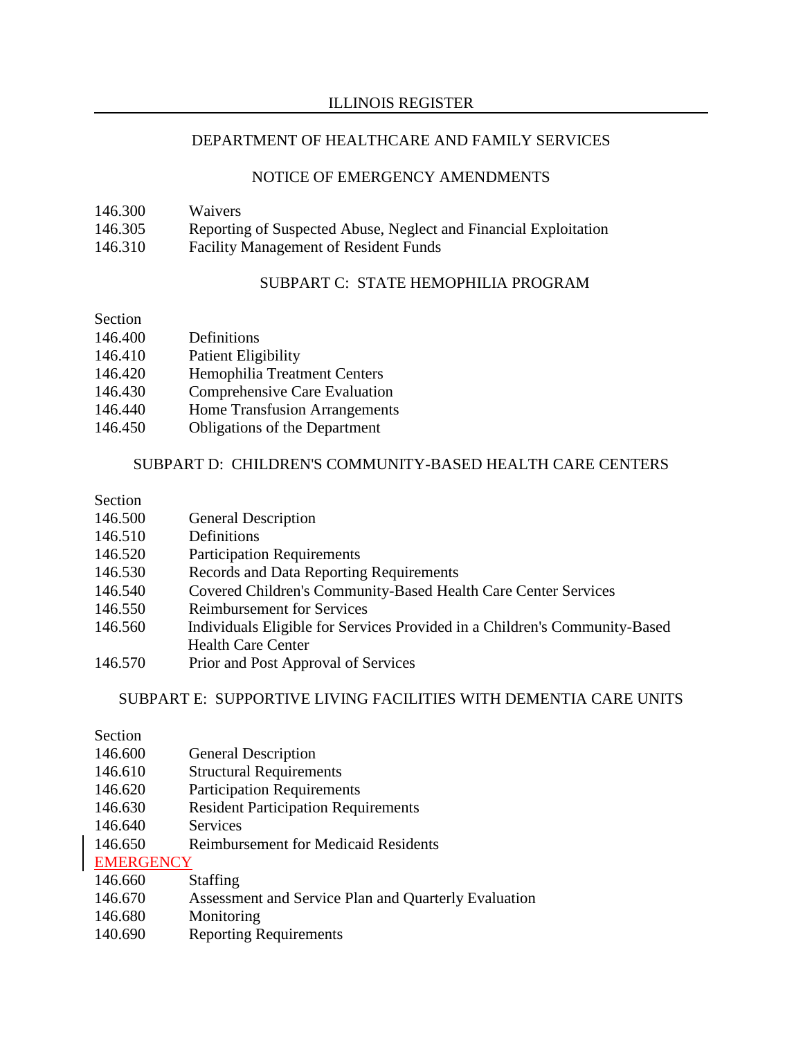DEPARTMENT OF HEALTHCARE AND FAMILY SERVICES

NOTICE OF EMERGENCY AMENDMENTS

146.300 Waivers
146.305 Reporting of Suspected Abuse, Neglect and Financial Exploitation
146.310 Facility Management of Resident Funds

SUBPART C: STATE HEMOPHILIA PROGRAM

Section
146.400 Definitions
146.410 Patient Eligibility
146.420 Hemophilia Treatment Centers
146.430 Comprehensive Care Evaluation
146.440 Home Transfusion Arrangements
146.450 Obligations of the Department

SUBPART D: CHILDREN'S COMMUNITY-BASED HEALTH CARE CENTERS

Section
146.500 General Description
146.510 Definitions
146.520 Participation Requirements
146.530 Records and Data Reporting Requirements
146.540 Covered Children's Community-Based Health Care Center Services
146.550 Reimbursement for Services
146.560 Individuals Eligible for Services Provided in a Children's Community-Based Health Care Center
146.570 Prior and Post Approval of Services

SUBPART E: SUPPORTIVE LIVING FACILITIES WITH DEMENTIA CARE UNITS

Section
146.600 General Description
146.610 Structural Requirements
146.620 Participation Requirements
146.630 Resident Participation Requirements
146.640 Services
146.650 Reimbursement for Medicaid Residents
EMERGENCY
146.660 Staffing
146.670 Assessment and Service Plan and Quarterly Evaluation
146.680 Monitoring
140.690 Reporting Requirements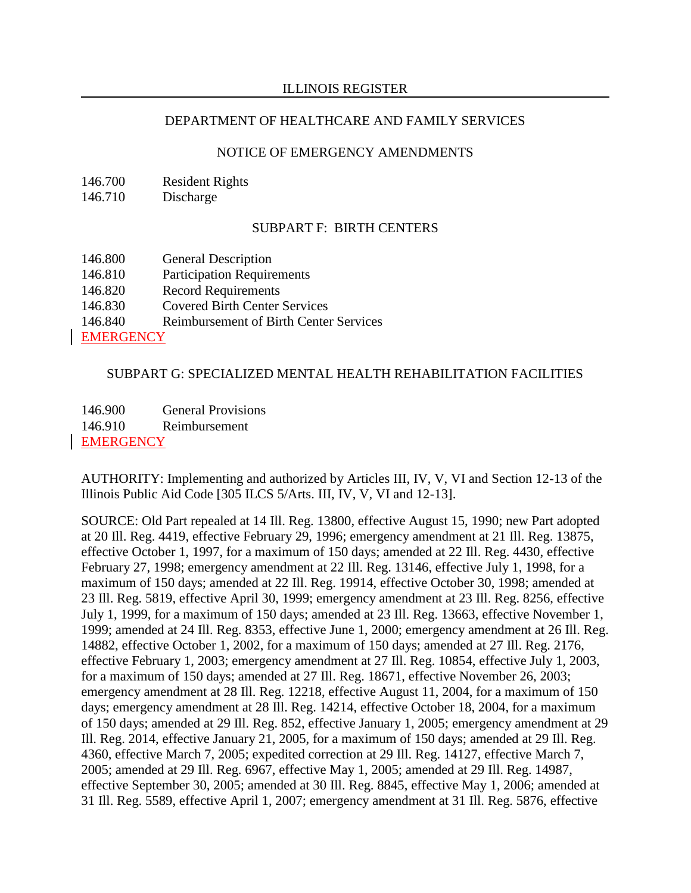DEPARTMENT OF HEALTHCARE AND FAMILY SERVICES

NOTICE OF EMERGENCY AMENDMENTS

146.700 Resident Rights
146.710 Discharge

SUBPART F: BIRTH CENTERS

146.800 General Description
146.810 Participation Requirements
146.820 Record Requirements
146.830 Covered Birth Center Services
146.840 Reimbursement of Birth Center Services
EMERGENCY

SUBPART G: SPECIALIZED MENTAL HEALTH REHABILITATION FACILITIES

146.900 General Provisions
146.910 Reimbursement
EMERGENCY

AUTHORITY: Implementing and authorized by Articles III, IV, V, VI and Section 12-13 of the Illinois Public Aid Code [305 ILCS 5/Arts. III, IV, V, VI and 12-13].

SOURCE: Old Part repealed at 14 Ill. Reg. 13800, effective August 15, 1990; new Part adopted at 20 Ill. Reg. 4419, effective February 29, 1996; emergency amendment at 21 Ill. Reg. 13875, effective October 1, 1997, for a maximum of 150 days; amended at 22 Ill. Reg. 4430, effective February 27, 1998; emergency amendment at 22 Ill. Reg. 13146, effective July 1, 1998, for a maximum of 150 days; amended at 22 Ill. Reg. 19914, effective October 30, 1998; amended at 23 Ill. Reg. 5819, effective April 30, 1999; emergency amendment at 23 Ill. Reg. 8256, effective July 1, 1999, for a maximum of 150 days; amended at 23 Ill. Reg. 13663, effective November 1, 1999; amended at 24 Ill. Reg. 8353, effective June 1, 2000; emergency amendment at 26 Ill. Reg. 14882, effective October 1, 2002, for a maximum of 150 days; amended at 27 Ill. Reg. 2176, effective February 1, 2003; emergency amendment at 27 Ill. Reg. 10854, effective July 1, 2003, for a maximum of 150 days; amended at 27 Ill. Reg. 18671, effective November 26, 2003; emergency amendment at 28 Ill. Reg. 12218, effective August 11, 2004, for a maximum of 150 days; emergency amendment at 28 Ill. Reg. 14214, effective October 18, 2004, for a maximum of 150 days; amended at 29 Ill. Reg. 852, effective January 1, 2005; emergency amendment at 29 Ill. Reg. 2014, effective January 21, 2005, for a maximum of 150 days; amended at 29 Ill. Reg. 4360, effective March 7, 2005; expedited correction at 29 Ill. Reg. 14127, effective March 7, 2005; amended at 29 Ill. Reg. 6967, effective May 1, 2005; amended at 29 Ill. Reg. 14987, effective September 30, 2005; amended at 30 Ill. Reg. 8845, effective May 1, 2006; amended at 31 Ill. Reg. 5589, effective April 1, 2007; emergency amendment at 31 Ill. Reg. 5876, effective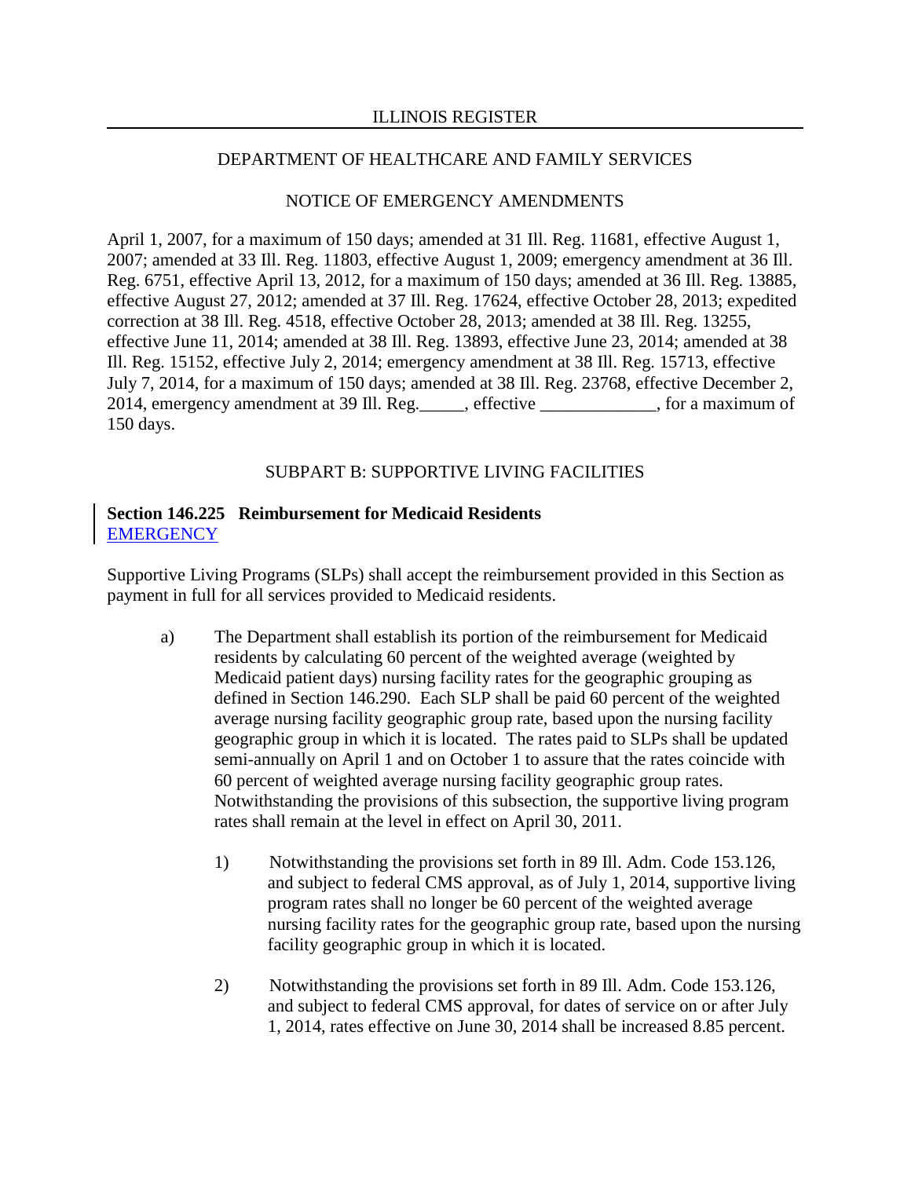April 1, 2007, for a maximum of 150 days; amended at 31 Ill. Reg. 11681, effective August 1, 2007; amended at 33 Ill. Reg. 11803, effective August 1, 2009; emergency amendment at 36 Ill. Reg. 6751, effective April 13, 2012, for a maximum of 150 days; amended at 36 Ill. Reg. 13885, effective August 27, 2012; amended at 37 Ill. Reg. 17624, effective October 28, 2013; expedited correction at 38 Ill. Reg. 4518, effective October 28, 2013; amended at 38 Ill. Reg. 13255, effective June 11, 2014; amended at 38 Ill. Reg. 13893, effective June 23, 2014; amended at 38 Ill. Reg. 15152, effective July 2, 2014; emergency amendment at 38 Ill. Reg. 15713, effective July 7, 2014, for a maximum of 150 days; amended at 38 Ill. Reg. 23768, effective December 2, 2014, emergency amendment at 39 Ill. Reg.\_\_\_\_\_, effective \_\_\_\_\_\_\_\_\_\_\_\_\_, for a maximum of 150 days.

SUBPART B: SUPPORTIVE LIVING FACILITIES

**Section 146.225 Reimbursement for Medicaid Residents**
EMERGENCY

Supportive Living Programs (SLPs) shall accept the reimbursement provided in this Section as payment in full for all services provided to Medicaid residents.

a) The Department shall establish its portion of the reimbursement for Medicaid residents by calculating 60 percent of the weighted average (weighted by Medicaid patient days) nursing facility rates for the geographic grouping as defined in Section 146.290. Each SLP shall be paid 60 percent of the weighted average nursing facility geographic group rate, based upon the nursing facility geographic group in which it is located. The rates paid to SLPs shall be updated semi-annually on April 1 and on October 1 to assure that the rates coincide with 60 percent of weighted average nursing facility geographic group rates. Notwithstanding the provisions of this subsection, the supportive living program rates shall remain at the level in effect on April 30, 2011.

   1) Notwithstanding the provisions set forth in 89 Ill. Adm. Code 153.126, and subject to federal CMS approval, as of July 1, 2014, supportive living program rates shall no longer be 60 percent of the weighted average nursing facility rates for the geographic group rate, based upon the nursing facility geographic group in which it is located.

   2) Notwithstanding the provisions set forth in 89 Ill. Adm. Code 153.126, and subject to federal CMS approval, for dates of service on or after July 1, 2014, rates effective on June 30, 2014 shall be increased 8.85 percent.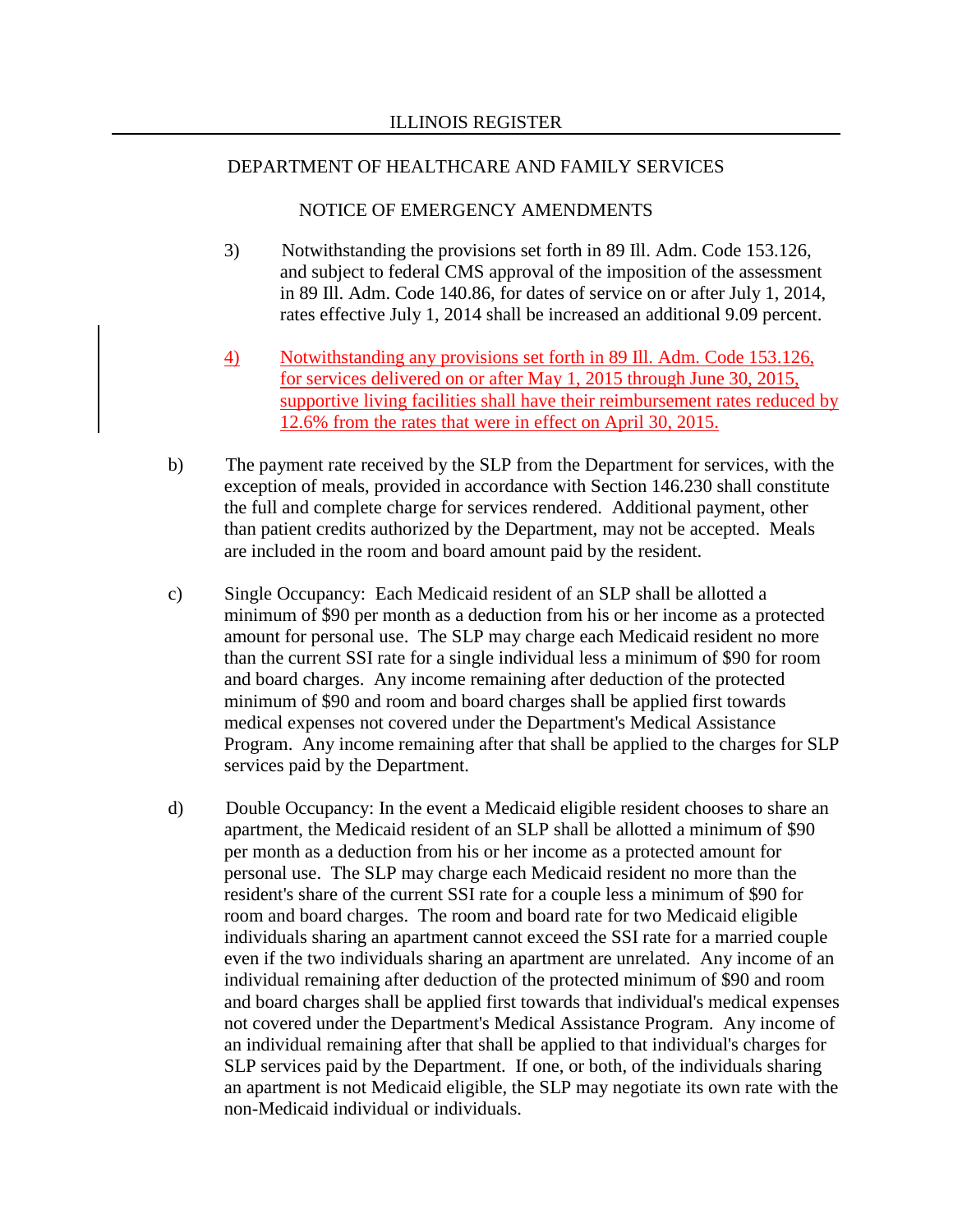DEPARTMENT OF HEALTHCARE AND FAMILY SERVICES

NOTICE OF EMERGENCY AMENDMENTS

3) Notwithstanding the provisions set forth in 89 Ill. Adm. Code 153.126, and subject to federal CMS approval of the imposition of the assessment in 89 Ill. Adm. Code 140.86, for dates of service on or after July 1, 2014, rates effective July 1, 2014 shall be increased an additional 9.09 percent.

4) Notwithstanding any provisions set forth in 89 Ill. Adm. Code 153.126, for services delivered on or after May 1, 2015 through June 30, 2015, supportive living facilities shall have their reimbursement rates reduced by 12.6% from the rates that were in effect on April 30, 2015.

b) The payment rate received by the SLP from the Department for services, with the exception of meals, provided in accordance with Section 146.230 shall constitute the full and complete charge for services rendered. Additional payment, other than patient credits authorized by the Department, may not be accepted. Meals are included in the room and board amount paid by the resident.

c) Single Occupancy: Each Medicaid resident of an SLP shall be allotted a minimum of $90 per month as a deduction from his or her income as a protected amount for personal use. The SLP may charge each Medicaid resident no more than the current SSI rate for a single individual less a minimum of $90 for room and board charges. Any income remaining after deduction of the protected minimum of $90 and room and board charges shall be applied first towards medical expenses not covered under the Department's Medical Assistance Program. Any income remaining after that shall be applied to the charges for SLP services paid by the Department.

d) Double Occupancy: In the event a Medicaid eligible resident chooses to share an apartment, the Medicaid resident of an SLP shall be allotted a minimum of $90 per month as a deduction from his or her income as a protected amount for personal use. The SLP may charge each Medicaid resident no more than the resident's share of the current SSI rate for a couple less a minimum of $90 for room and board charges. The room and board rate for two Medicaid eligible individuals sharing an apartment cannot exceed the SSI rate for a married couple even if the two individuals sharing an apartment are unrelated. Any income of an individual remaining after deduction of the protected minimum of $90 and room and board charges shall be applied first towards that individual's medical expenses not covered under the Department's Medical Assistance Program. Any income of an individual remaining after that shall be applied to that individual's charges for SLP services paid by the Department. If one, or both, of the individuals sharing an apartment is not Medicaid eligible, the SLP may negotiate its own rate with the non-Medicaid individual or individuals.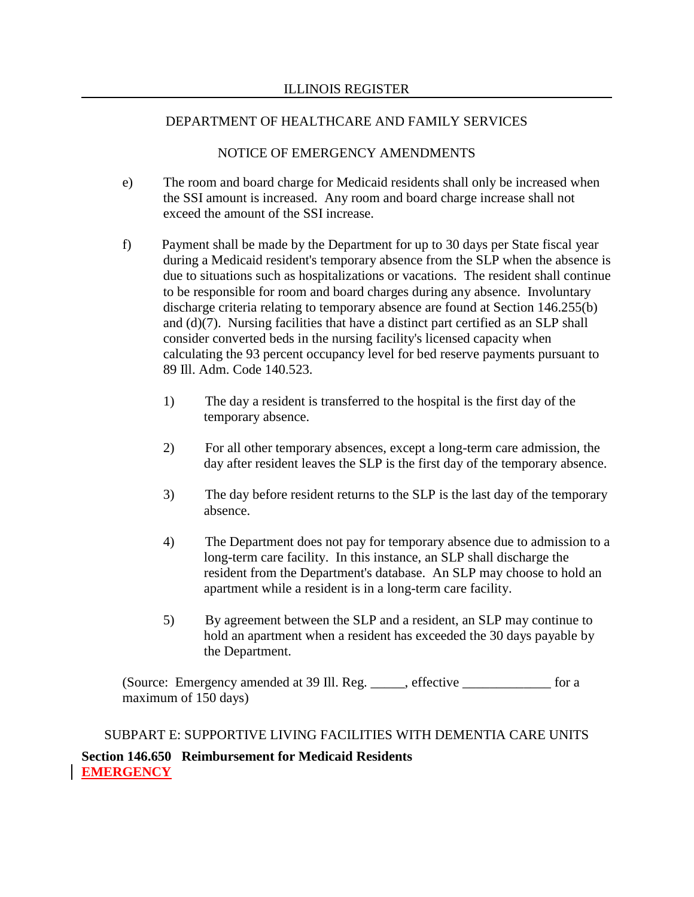e) The room and board charge for Medicaid residents shall only be increased when the SSI amount is increased. Any room and board charge increase shall not exceed the amount of the SSI increase.

f) Payment shall be made by the Department for up to 30 days per State fiscal year during a Medicaid resident's temporary absence from the SLP when the absence is due to situations such as hospitalizations or vacations. The resident shall continue to be responsible for room and board charges during any absence. Involuntary discharge criteria relating to temporary absence are found at Section 146.255(b) and (d)(7). Nursing facilities that have a distinct part certified as an SLP shall consider converted beds in the nursing facility's licensed capacity when calculating the 93 percent occupancy level for bed reserve payments pursuant to 89 Ill. Adm. Code 140.523.

1) The day a resident is transferred to the hospital is the first day of the temporary absence.

2) For all other temporary absences, except a long-term care admission, the day after resident leaves the SLP is the first day of the temporary absence.

3) The day before resident returns to the SLP is the last day of the temporary absence.

4) The Department does not pay for temporary absence due to admission to a long-term care facility. In this instance, an SLP shall discharge the resident from the Department's database. An SLP may choose to hold an apartment while a resident is in a long-term care facility.

5) By agreement between the SLP and a resident, an SLP may continue to hold an apartment when a resident has exceeded the 30 days payable by the Department.

(Source: Emergency amended at 39 Ill. Reg. _____, effective _____________ for a maximum of 150 days)

SUBPART E: SUPPORTIVE LIVING FACILITIES WITH DEMENTIA CARE UNITS

**Section 146.650 Reimbursement for Medicaid Residents**
**EMERGENCY**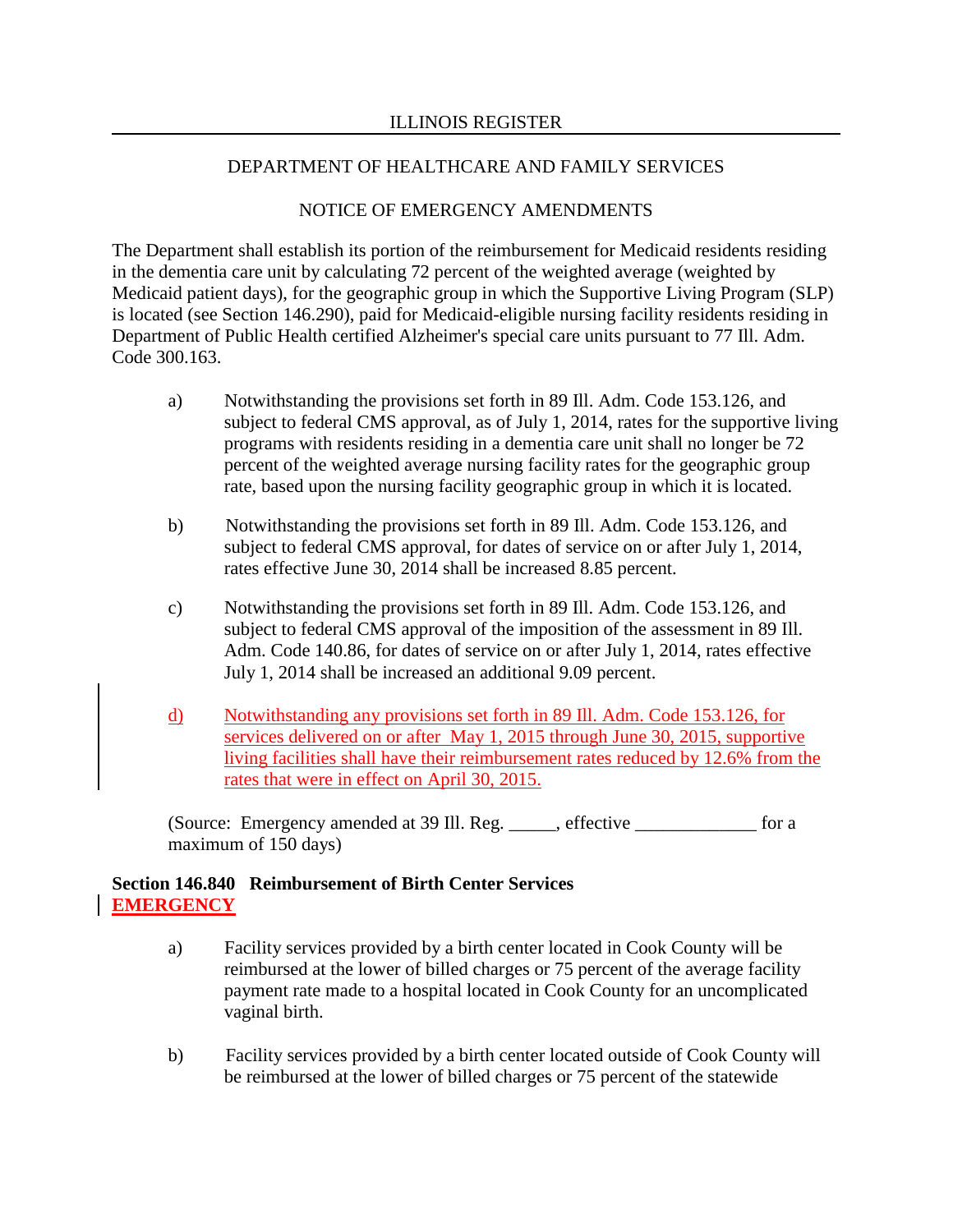The Department shall establish its portion of the reimbursement for Medicaid residents residing in the dementia care unit by calculating 72 percent of the weighted average (weighted by Medicaid patient days), for the geographic group in which the Supportive Living Program (SLP) is located (see Section 146.290), paid for Medicaid-eligible nursing facility residents residing in Department of Public Health certified Alzheimer's special care units pursuant to 77 Ill. Adm. Code 300.163.

a) Notwithstanding the provisions set forth in 89 Ill. Adm. Code 153.126, and subject to federal CMS approval, as of July 1, 2014, rates for the supportive living programs with residents residing in a dementia care unit shall no longer be 72 percent of the weighted average nursing facility rates for the geographic group rate, based upon the nursing facility geographic group in which it is located.

b) Notwithstanding the provisions set forth in 89 Ill. Adm. Code 153.126, and subject to federal CMS approval, for dates of service on or after July 1, 2014, rates effective June 30, 2014 shall be increased 8.85 percent.

c) Notwithstanding the provisions set forth in 89 Ill. Adm. Code 153.126, and subject to federal CMS approval of the imposition of the assessment in 89 Ill. Adm. Code 140.86, for dates of service on or after July 1, 2014, rates effective July 1, 2014 shall be increased an additional 9.09 percent.

d) Notwithstanding any provisions set forth in 89 Ill. Adm. Code 153.126, for services delivered on or after May 1, 2015 through June 30, 2015, supportive living facilities shall have their reimbursement rates reduced by 12.6% from the rates that were in effect on April 30, 2015.

(Source: Emergency amended at 39 Ill. Reg. _____, effective _____________ for a maximum of 150 days)

**Section 146.840 Reimbursement of Birth Center Services**
**EMERGENCY**

a) Facility services provided by a birth center located in Cook County will be reimbursed at the lower of billed charges or 75 percent of the average facility payment rate made to a hospital located in Cook County for an uncomplicated vaginal birth.

b) Facility services provided by a birth center located outside of Cook County will be reimbursed at the lower of billed charges or 75 percent of the statewide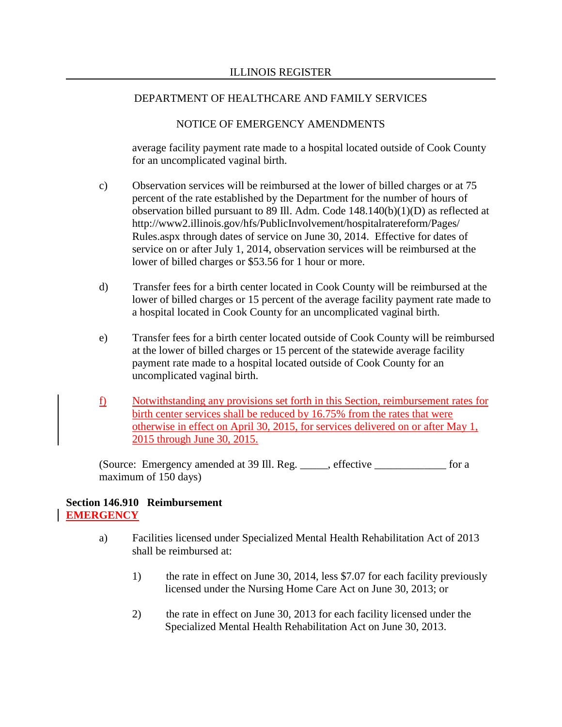average facility payment rate made to a hospital located outside of Cook County for an uncomplicated vaginal birth.

c) Observation services will be reimbursed at the lower of billed charges or at 75 percent of the rate established by the Department for the number of hours of observation billed pursuant to 89 Ill. Adm. Code 148.140(b)(1)(D) as reflected at http://www2.illinois.gov/hfs/PublicInvolvement/hospitalratereform/Pages/Rules.aspx through dates of service on June 30, 2014. Effective for dates of service on or after July 1, 2014, observation services will be reimbursed at the lower of billed charges or $53.56 for 1 hour or more.

d) Transfer fees for a birth center located in Cook County will be reimbursed at the lower of billed charges or 15 percent of the average facility payment rate made to a hospital located in Cook County for an uncomplicated vaginal birth.

e) Transfer fees for a birth center located outside of Cook County will be reimbursed at the lower of billed charges or 15 percent of the statewide average facility payment rate made to a hospital located outside of Cook County for an uncomplicated vaginal birth.

f) Notwithstanding any provisions set forth in this Section, reimbursement rates for birth center services shall be reduced by 16.75% from the rates that were otherwise in effect on April 30, 2015, for services delivered on or after May 1, 2015 through June 30, 2015.

(Source: Emergency amended at 39 Ill. Reg. _____, effective _____________ for a maximum of 150 days)

**Section 146.910 Reimbursement**
**EMERGENCY**

a) Facilities licensed under Specialized Mental Health Rehabilitation Act of 2013 shall be reimbursed at:

1) the rate in effect on June 30, 2014, less $7.07 for each facility previously licensed under the Nursing Home Care Act on June 30, 2013; or

2) the rate in effect on June 30, 2013 for each facility licensed under the Specialized Mental Health Rehabilitation Act on June 30, 2013.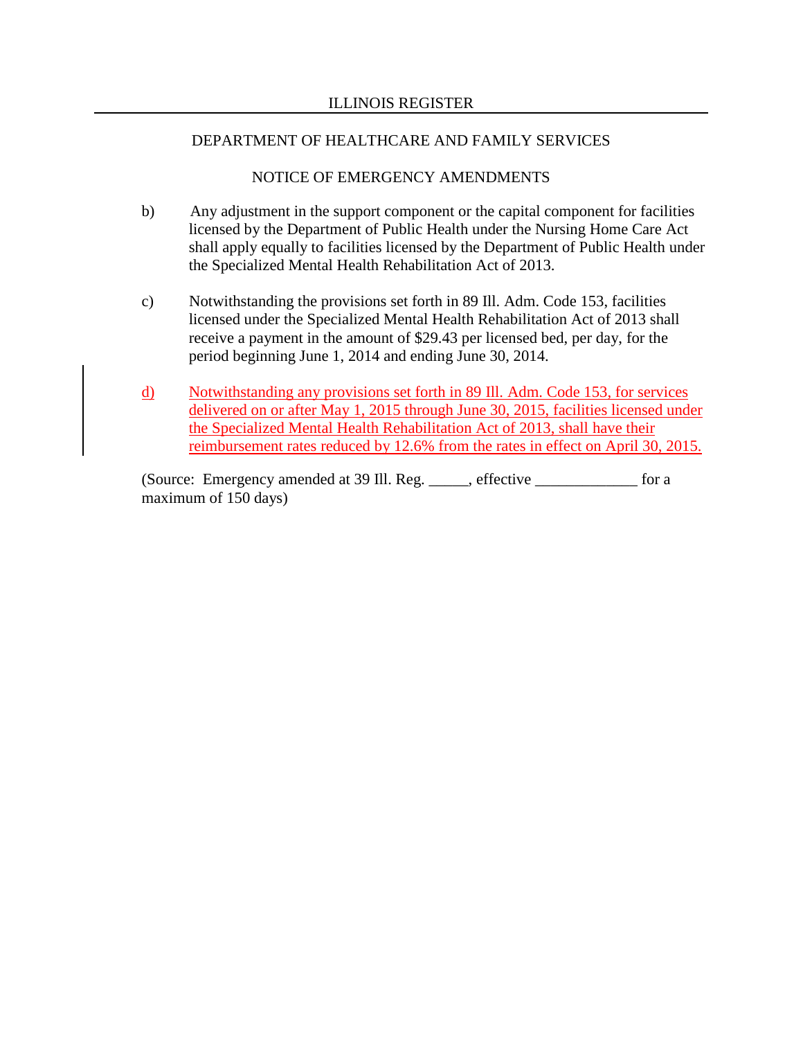ILLINOIS REGISTER

DEPARTMENT OF HEALTHCARE AND FAMILY SERVICES

NOTICE OF EMERGENCY AMENDMENTS

b) Any adjustment in the support component or the capital component for facilities licensed by the Department of Public Health under the Nursing Home Care Act shall apply equally to facilities licensed by the Department of Public Health under the Specialized Mental Health Rehabilitation Act of 2013.

c) Notwithstanding the provisions set forth in 89 Ill. Adm. Code 153, facilities licensed under the Specialized Mental Health Rehabilitation Act of 2013 shall receive a payment in the amount of $29.43 per licensed bed, per day, for the period beginning June 1, 2014 and ending June 30, 2014.

d) Notwithstanding any provisions set forth in 89 Ill. Adm. Code 153, for services delivered on or after May 1, 2015 through June 30, 2015, facilities licensed under the Specialized Mental Health Rehabilitation Act of 2013, shall have their reimbursement rates reduced by 12.6% from the rates in effect on April 30, 2015.

(Source: Emergency amended at 39 Ill. Reg. _____, effective _____________ for a maximum of 150 days)